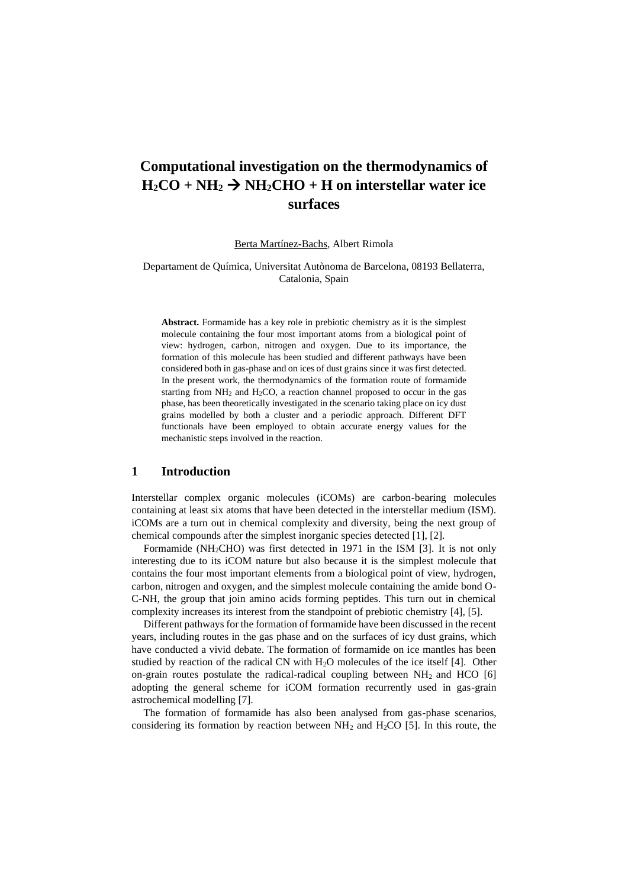# Computational investigation on the thermodynamics of $H_2CO + NH_2 \rightarrow NH_2CHO + H$ on interstellar water ice surfaces

Berta Martínez-Bachs, Albert Rimola

Departament de Química, Universitat Autònoma de Barcelona, 08193 Bellaterra, Catalonia, Spain

**Abstract.** Formamide has a key role in prebiotic chemistry as it is the simplest molecule containing the four most important atoms from a biological point of view: hydrogen, carbon, nitrogen and oxygen. Due to its importance, the formation of this molecule has been studied and different pathways have been considered both in gas-phase and on ices of dust grains since it was first detected. In the present work, the thermodynamics of the formation route of formamide starting from $NH_2$ and $H_2CO$, a reaction channel proposed to occur in the gas phase, has been theoretically investigated in the scenario taking place on icy dust grains modelled by both a cluster and a periodic approach. Different DFT functionals have been employed to obtain accurate energy values for the mechanistic steps involved in the reaction.

## 1 Introduction

Interstellar complex organic molecules (iCOMs) are carbon-bearing molecules containing at least six atoms that have been detected in the interstellar medium (ISM). iCOMs are a turn out in chemical complexity and diversity, being the next group of chemical compounds after the simplest inorganic species detected [1], [2].

Formamide ($NH_2CHO$) was first detected in 1971 in the ISM [3]. It is not only interesting due to its iCOM nature but also because it is the simplest molecule that contains the four most important elements from a biological point of view, hydrogen, carbon, nitrogen and oxygen, and the simplest molecule containing the amide bond O-C-NH, the group that join amino acids forming peptides. This turn out in chemical complexity increases its interest from the standpoint of prebiotic chemistry [4], [5].

Different pathways for the formation of formamide have been discussed in the recent years, including routes in the gas phase and on the surfaces of icy dust grains, which have conducted a vivid debate. The formation of formamide on ice mantles has been studied by reaction of the radical CN with $H_2O$ molecules of the ice itself [4]. Other on-grain routes postulate the radical-radical coupling between $NH_2$ and HCO [6] adopting the general scheme for iCOM formation recurrently used in gas-grain astrochemical modelling [7].

The formation of formamide has also been analysed from gas-phase scenarios, considering its formation by reaction between $NH_2$ and $H_2CO$ [5]. In this route, the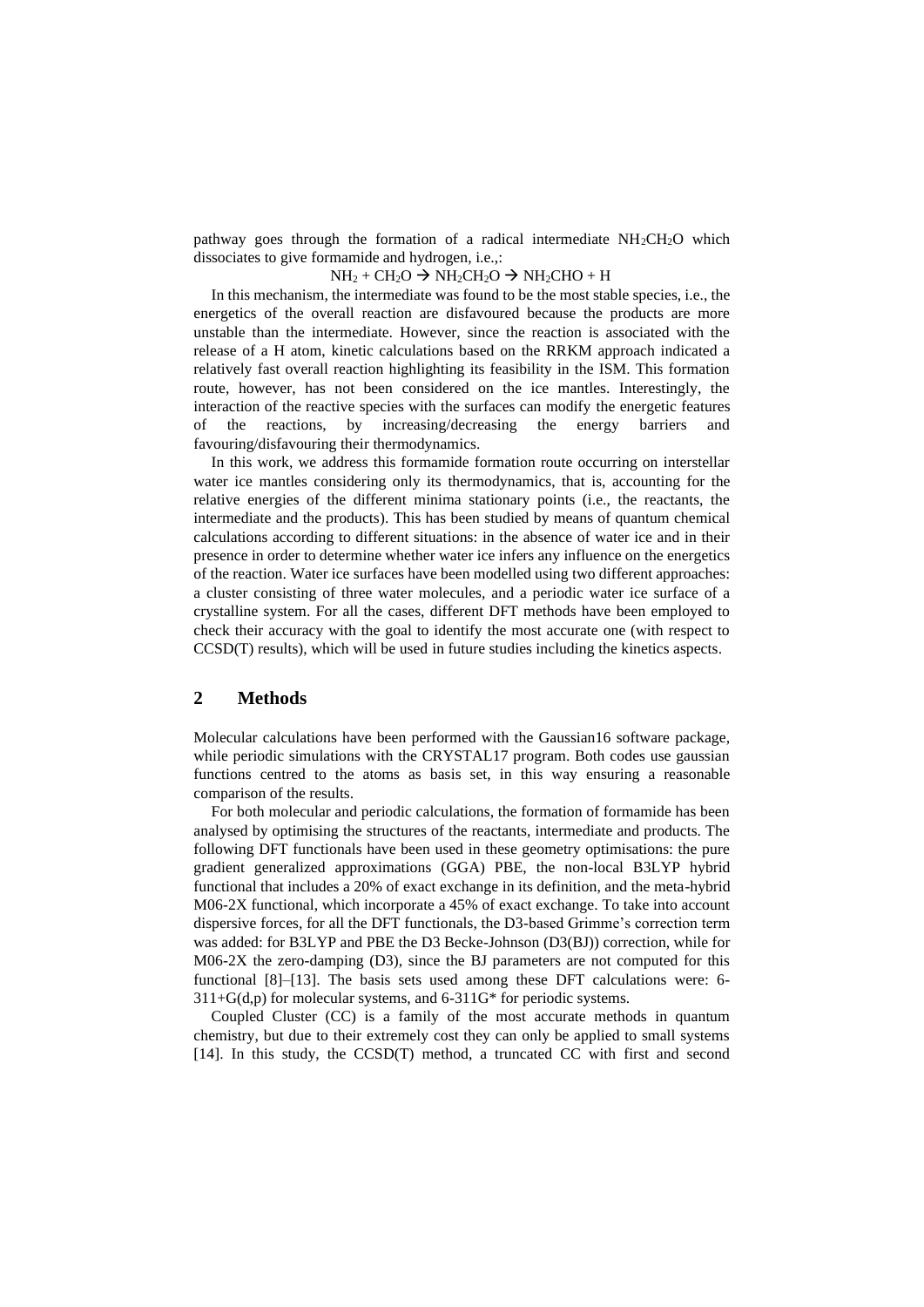pathway goes through the formation of a radical intermediate $NH_2CH_2O$ which dissociates to give formamide and hydrogen, i.e.,:

$$NH_2 + CH_2O \rightarrow NH_2CH_2O \rightarrow NH_2CHO + H$$

In this mechanism, the intermediate was found to be the most stable species, i.e., the energetics of the overall reaction are disfavoured because the products are more unstable than the intermediate. However, since the reaction is associated with the release of a H atom, kinetic calculations based on the RRKM approach indicated a relatively fast overall reaction highlighting its feasibility in the ISM. This formation route, however, has not been considered on the ice mantles. Interestingly, the interaction of the reactive species with the surfaces can modify the energetic features of the reactions, by increasing/decreasing the energy barriers and favouring/disfavouring their thermodynamics.

In this work, we address this formamide formation route occurring on interstellar water ice mantles considering only its thermodynamics, that is, accounting for the relative energies of the different minima stationary points (i.e., the reactants, the intermediate and the products). This has been studied by means of quantum chemical calculations according to different situations: in the absence of water ice and in their presence in order to determine whether water ice infers any influence on the energetics of the reaction. Water ice surfaces have been modelled using two different approaches: a cluster consisting of three water molecules, and a periodic water ice surface of a crystalline system. For all the cases, different DFT methods have been employed to check their accuracy with the goal to identify the most accurate one (with respect to CCSD(T) results), which will be used in future studies including the kinetics aspects.

## 2 Methods

Molecular calculations have been performed with the Gaussian16 software package, while periodic simulations with the CRYSTAL17 program. Both codes use gaussian functions centred to the atoms as basis set, in this way ensuring a reasonable comparison of the results.

For both molecular and periodic calculations, the formation of formamide has been analysed by optimising the structures of the reactants, intermediate and products. The following DFT functionals have been used in these geometry optimisations: the pure gradient generalized approximations (GGA) PBE, the non-local B3LYP hybrid functional that includes a 20% of exact exchange in its definition, and the meta-hybrid M06-2X functional, which incorporate a 45% of exact exchange. To take into account dispersive forces, for all the DFT functionals, the D3-based Grimme's correction term was added: for B3LYP and PBE the D3 Becke-Johnson (D3(BJ)) correction, while for M06-2X the zero-damping (D3), since the BJ parameters are not computed for this functional [8]–[13]. The basis sets used among these DFT calculations were: 6-311+G(d,p) for molecular systems, and 6-311G* for periodic systems.

Coupled Cluster (CC) is a family of the most accurate methods in quantum chemistry, but due to their extremely cost they can only be applied to small systems [14]. In this study, the CCSD(T) method, a truncated CC with first and second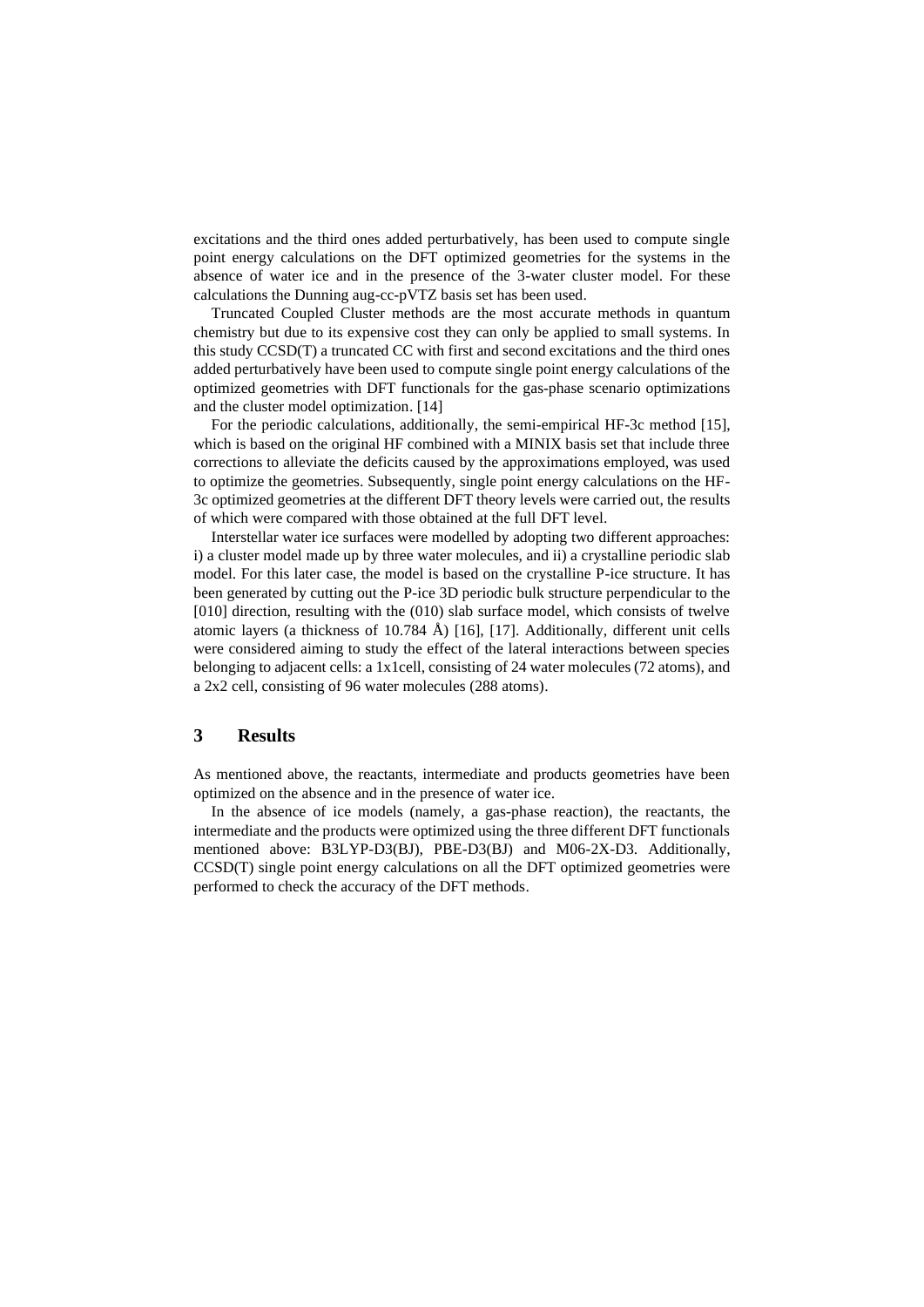excitations and the third ones added perturbatively, has been used to compute single point energy calculations on the DFT optimized geometries for the systems in the absence of water ice and in the presence of the 3-water cluster model. For these calculations the Dunning aug-cc-pVTZ basis set has been used.

Truncated Coupled Cluster methods are the most accurate methods in quantum chemistry but due to its expensive cost they can only be applied to small systems. In this study CCSD(T) a truncated CC with first and second excitations and the third ones added perturbatively have been used to compute single point energy calculations of the optimized geometries with DFT functionals for the gas-phase scenario optimizations and the cluster model optimization. [14]

For the periodic calculations, additionally, the semi-empirical HF-3c method [15], which is based on the original HF combined with a MINIX basis set that include three corrections to alleviate the deficits caused by the approximations employed, was used to optimize the geometries. Subsequently, single point energy calculations on the HF-3c optimized geometries at the different DFT theory levels were carried out, the results of which were compared with those obtained at the full DFT level.

Interstellar water ice surfaces were modelled by adopting two different approaches: i) a cluster model made up by three water molecules, and ii) a crystalline periodic slab model. For this later case, the model is based on the crystalline P-ice structure. It has been generated by cutting out the P-ice 3D periodic bulk structure perpendicular to the [010] direction, resulting with the (010) slab surface model, which consists of twelve atomic layers (a thickness of 10.784 Å) [16], [17]. Additionally, different unit cells were considered aiming to study the effect of the lateral interactions between species belonging to adjacent cells: a 1x1cell, consisting of 24 water molecules (72 atoms), and a 2x2 cell, consisting of 96 water molecules (288 atoms).

## 3 Results

As mentioned above, the reactants, intermediate and products geometries have been optimized on the absence and in the presence of water ice.

In the absence of ice models (namely, a gas-phase reaction), the reactants, the intermediate and the products were optimized using the three different DFT functionals mentioned above: B3LYP-D3(BJ), PBE-D3(BJ) and M06-2X-D3. Additionally, CCSD(T) single point energy calculations on all the DFT optimized geometries were performed to check the accuracy of the DFT methods.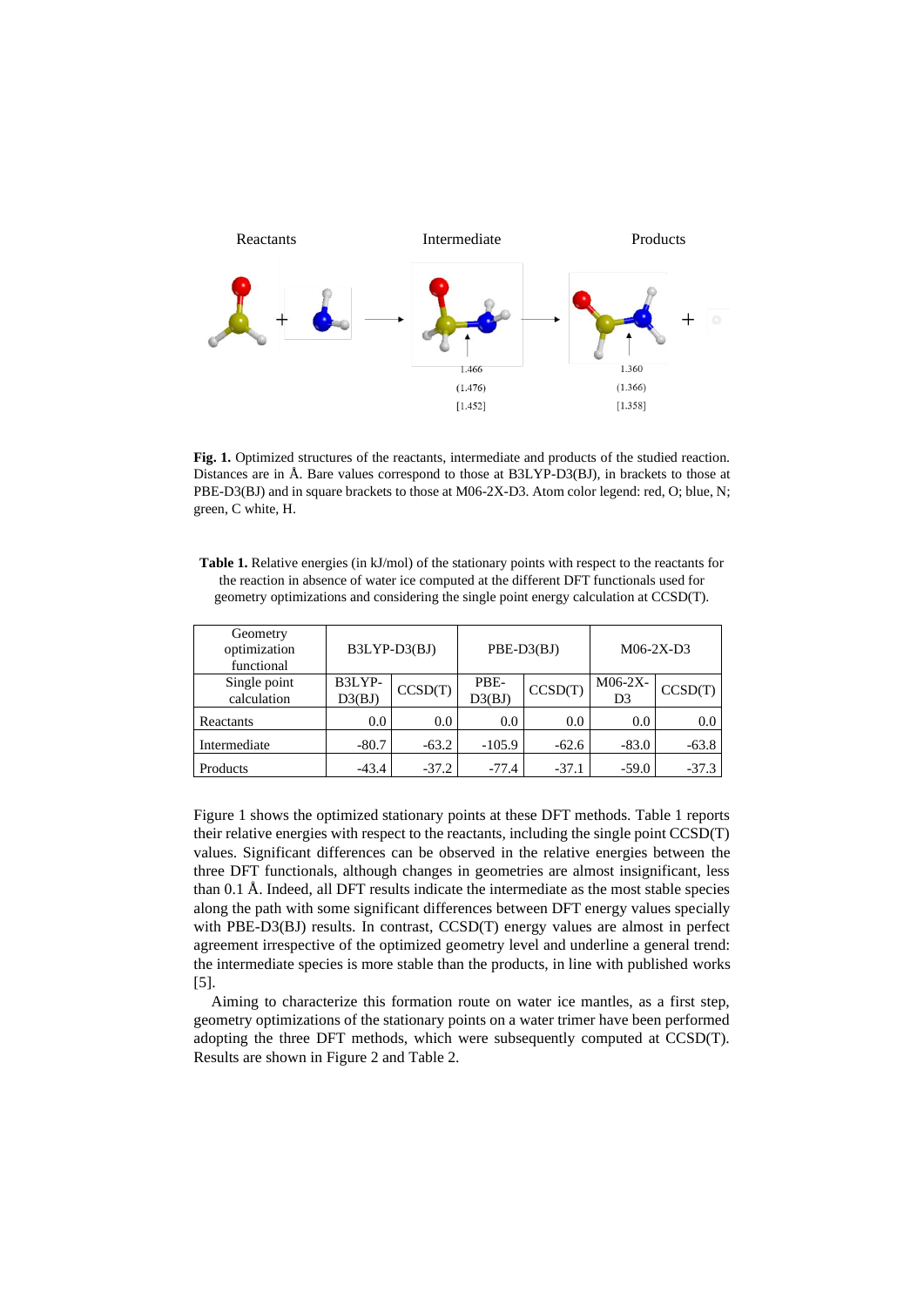Reactants Intermediate Products

1.466
(1.476)
[1.452]

1.360
(1.366)
[1.358]

**Fig. 1.** Optimized structures of the reactants, intermediate and products of the studied reaction. Distances are in Å. Bare values correspond to those at B3LYP-D3(BJ), in brackets to those at PBE-D3(BJ) and in square brackets to those at M06-2X-D3. Atom color legend: red, O; blue, N; green, C white, H.

**Table 1.** Relative energies (in kJ/mol) of the stationary points with respect to the reactants for the reaction in absence of water ice computed at the different DFT functionals used for geometry optimizations and considering the single point energy calculation at CCSD(T).

| Geometry optimization functional | B3LYP-D3(BJ) | | PBE-D3(BJ) | | M06-2X-D3 | |
|---|---|---|---|---|---|---|
| Single point calculation | B3LYP-D3(BJ) | CCSD(T) | PBE-D3(BJ) | CCSD(T) | M06-2X-D3 | CCSD(T) |
| Reactants | 0.0 | 0.0 | 0.0 | 0.0 | 0.0 | 0.0 |
| Intermediate | -80.7 | -63.2 | -105.9 | -62.6 | -83.0 | -63.8 |
| Products | -43.4 | -37.2 | -77.4 | -37.1 | -59.0 | -37.3 |

Figure 1 shows the optimized stationary points at these DFT methods. Table 1 reports their relative energies with respect to the reactants, including the single point CCSD(T) values. Significant differences can be observed in the relative energies between the three DFT functionals, although changes in geometries are almost insignificant, less than 0.1 Å. Indeed, all DFT results indicate the intermediate as the most stable species along the path with some significant differences between DFT energy values specially with PBE-D3(BJ) results. In contrast, CCSD(T) energy values are almost in perfect agreement irrespective of the optimized geometry level and underline a general trend: the intermediate species is more stable than the products, in line with published works [5].

Aiming to characterize this formation route on water ice mantles, as a first step, geometry optimizations of the stationary points on a water trimer have been performed adopting the three DFT methods, which were subsequently computed at CCSD(T). Results are shown in Figure 2 and Table 2.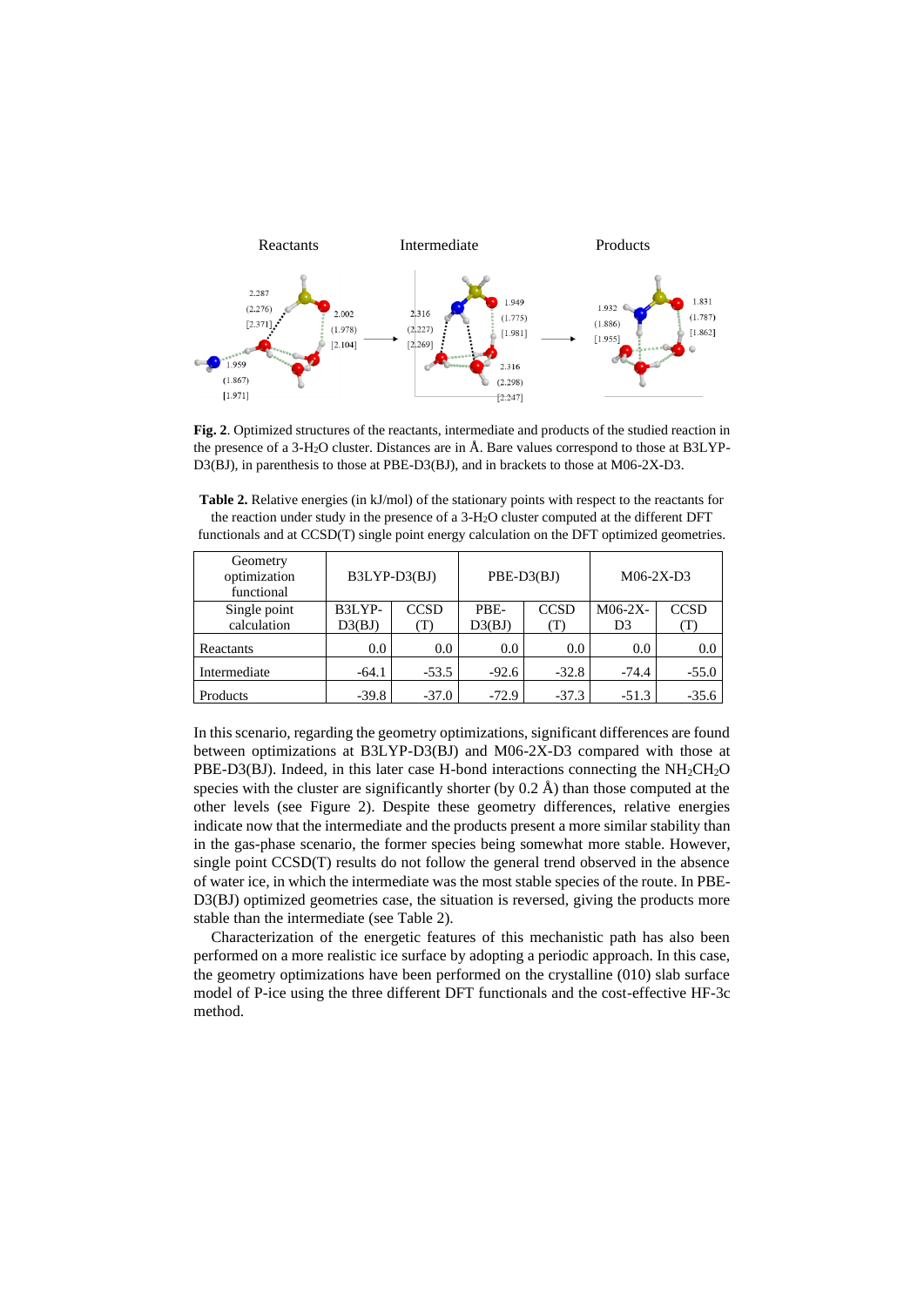Fig. 2. Optimized structures of the reactants, intermediate and products of the studied reaction in the presence of a 3-$H_2O$ cluster. Distances are in Å. Bare values correspond to those at B3LYP-D3(BJ), in parenthesis to those at PBE-D3(BJ), and in brackets to those at M06-2X-D3.

**Table 2.** Relative energies (in kJ/mol) of the stationary points with respect to the reactants for the reaction under study in the presence of a 3-$H_2O$ cluster computed at the different DFT functionals and at CCSD(T) single point energy calculation on the DFT optimized geometries.

| Geometry optimization functional | B3LYP-D3(BJ) | | PBE-D3(BJ) | | M06-2X-D3 | |
|---|---|---|---|---|---|---|
| Single point calculation | B3LYP-D3(BJ) | CCSD(T) | PBE-D3(BJ) | CCSD(T) | M06-2X-D3 | CCSD(T) |
| Reactants | 0.0 | 0.0 | 0.0 | 0.0 | 0.0 | 0.0 |
| Intermediate | -64.1 | -53.5 | -92.6 | -32.8 | -74.4 | -55.0 |
| Products | -39.8 | -37.0 | -72.9 | -37.3 | -51.3 | -35.6 |

In this scenario, regarding the geometry optimizations, significant differences are found between optimizations at B3LYP-D3(BJ) and M06-2X-D3 compared with those at PBE-D3(BJ). Indeed, in this later case H-bond interactions connecting the $NH_2CH_2O$ species with the cluster are significantly shorter (by 0.2 Å) than those computed at the other levels (see Figure 2). Despite these geometry differences, relative energies indicate now that the intermediate and the products present a more similar stability than in the gas-phase scenario, the former species being somewhat more stable. However, single point CCSD(T) results do not follow the general trend observed in the absence of water ice, in which the intermediate was the most stable species of the route. In PBE-D3(BJ) optimized geometries case, the situation is reversed, giving the products more stable than the intermediate (see Table 2).

Characterization of the energetic features of this mechanistic path has also been performed on a more realistic ice surface by adopting a periodic approach. In this case, the geometry optimizations have been performed on the crystalline (010) slab surface model of P-ice using the three different DFT functionals and the cost-effective HF-3c method.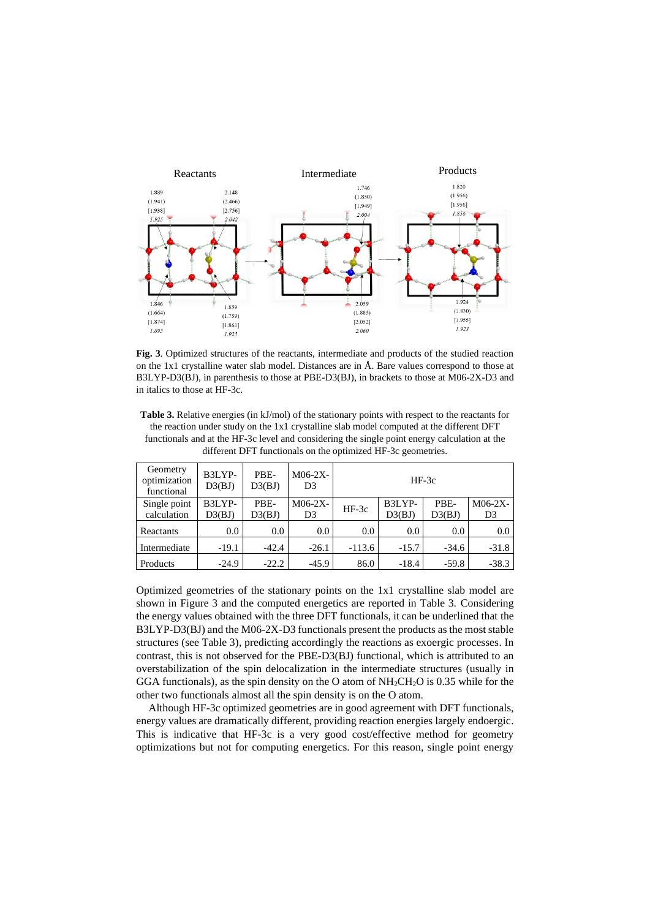**Fig. 3**. Optimized structures of the reactants, intermediate and products of the studied reaction on the 1x1 crystalline water slab model. Distances are in Å. Bare values correspond to those at B3LYP-D3(BJ), in parenthesis to those at PBE-D3(BJ), in brackets to those at M06-2X-D3 and in italics to those at HF-3c.

**Table 3.** Relative energies (in kJ/mol) of the stationary points with respect to the reactants for the reaction under study on the 1x1 crystalline slab model computed at the different DFT functionals and at the HF-3c level and considering the single point energy calculation at the different DFT functionals on the optimized HF-3c geometries.

| Geometry optimization functional | B3LYP-D3(BJ) | PBE-D3(BJ) | M06-2X-D3 | HF-3c | | | |
|---|---|---|---|---|---|---|---|
| Single point calculation | B3LYP-D3(BJ) | PBE-D3(BJ) | M06-2X-D3 | HF-3c | B3LYP-D3(BJ) | PBE-D3(BJ) | M06-2X-D3 |
| Reactants | 0.0 | 0.0 | 0.0 | 0.0 | 0.0 | 0.0 | 0.0 |
| Intermediate | -19.1 | -42.4 | -26.1 | -113.6 | -15.7 | -34.6 | -31.8 |
| Products | -24.9 | -22.2 | -45.9 | 86.0 | -18.4 | -59.8 | -38.3 |

Optimized geometries of the stationary points on the 1x1 crystalline slab model are shown in Figure 3 and the computed energetics are reported in Table 3. Considering the energy values obtained with the three DFT functionals, it can be underlined that the B3LYP-D3(BJ) and the M06-2X-D3 functionals present the products as the most stable structures (see Table 3), predicting accordingly the reactions as exoergic processes. In contrast, this is not observed for the PBE-D3(BJ) functional, which is attributed to an overstabilization of the spin delocalization in the intermediate structures (usually in GGA functionals), as the spin density on the O atom of $NH_2CH_2O$ is 0.35 while for the other two functionals almost all the spin density is on the O atom.

Although HF-3c optimized geometries are in good agreement with DFT functionals, energy values are dramatically different, providing reaction energies largely endoergic. This is indicative that HF-3c is a very good cost/effective method for geometry optimizations but not for computing energetics. For this reason, single point energy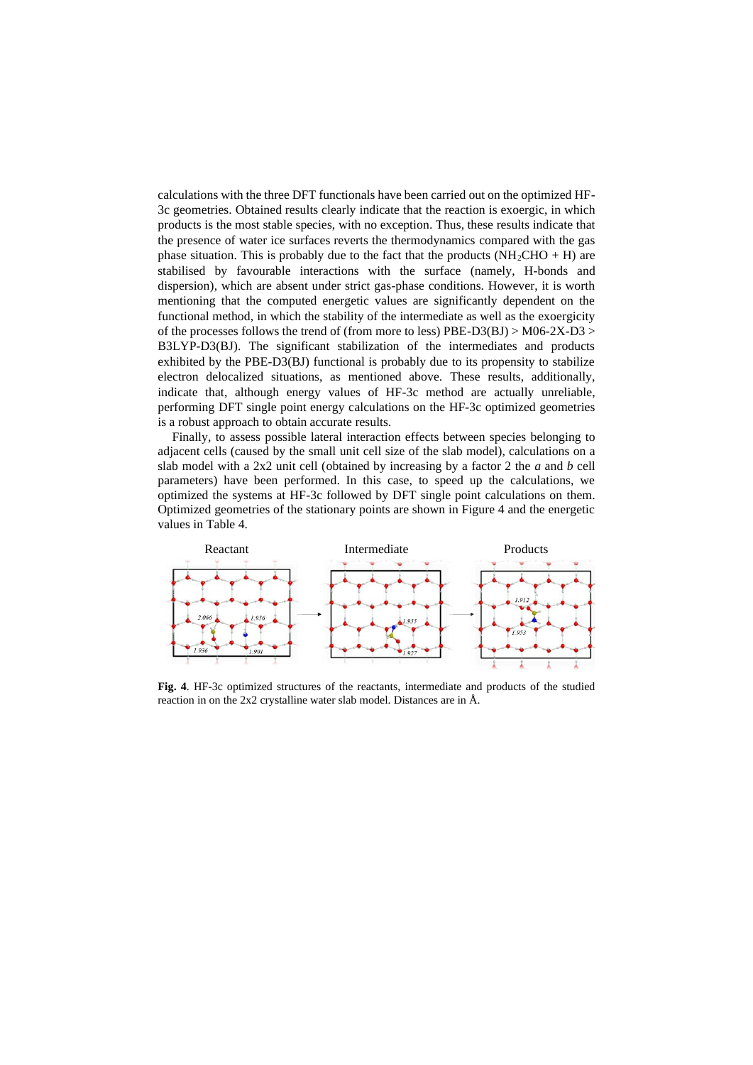calculations with the three DFT functionals have been carried out on the optimized HF-3c geometries. Obtained results clearly indicate that the reaction is exoergic, in which products is the most stable species, with no exception. Thus, these results indicate that the presence of water ice surfaces reverts the thermodynamics compared with the gas phase situation. This is probably due to the fact that the products ($NH_2CHO$ + H) are stabilised by favourable interactions with the surface (namely, H-bonds and dispersion), which are absent under strict gas-phase conditions. However, it is worth mentioning that the computed energetic values are significantly dependent on the functional method, in which the stability of the intermediate as well as the exoergicity of the processes follows the trend of (from more to less) PBE-D3(BJ) > M06-2X-D3 > B3LYP-D3(BJ). The significant stabilization of the intermediates and products exhibited by the PBE-D3(BJ) functional is probably due to its propensity to stabilize electron delocalized situations, as mentioned above. These results, additionally, indicate that, although energy values of HF-3c method are actually unreliable, performing DFT single point energy calculations on the HF-3c optimized geometries is a robust approach to obtain accurate results.

Finally, to assess possible lateral interaction effects between species belonging to adjacent cells (caused by the small unit cell size of the slab model), calculations on a slab model with a 2x2 unit cell (obtained by increasing by a factor 2 the *a* and *b* cell parameters) have been performed. In this case, to speed up the calculations, we optimized the systems at HF-3c followed by DFT single point calculations on them. Optimized geometries of the stationary points are shown in Figure 4 and the energetic values in Table 4.

**Fig. 4**. HF-3c optimized structures of the reactants, intermediate and products of the studied reaction in on the 2x2 crystalline water slab model. Distances are in Å.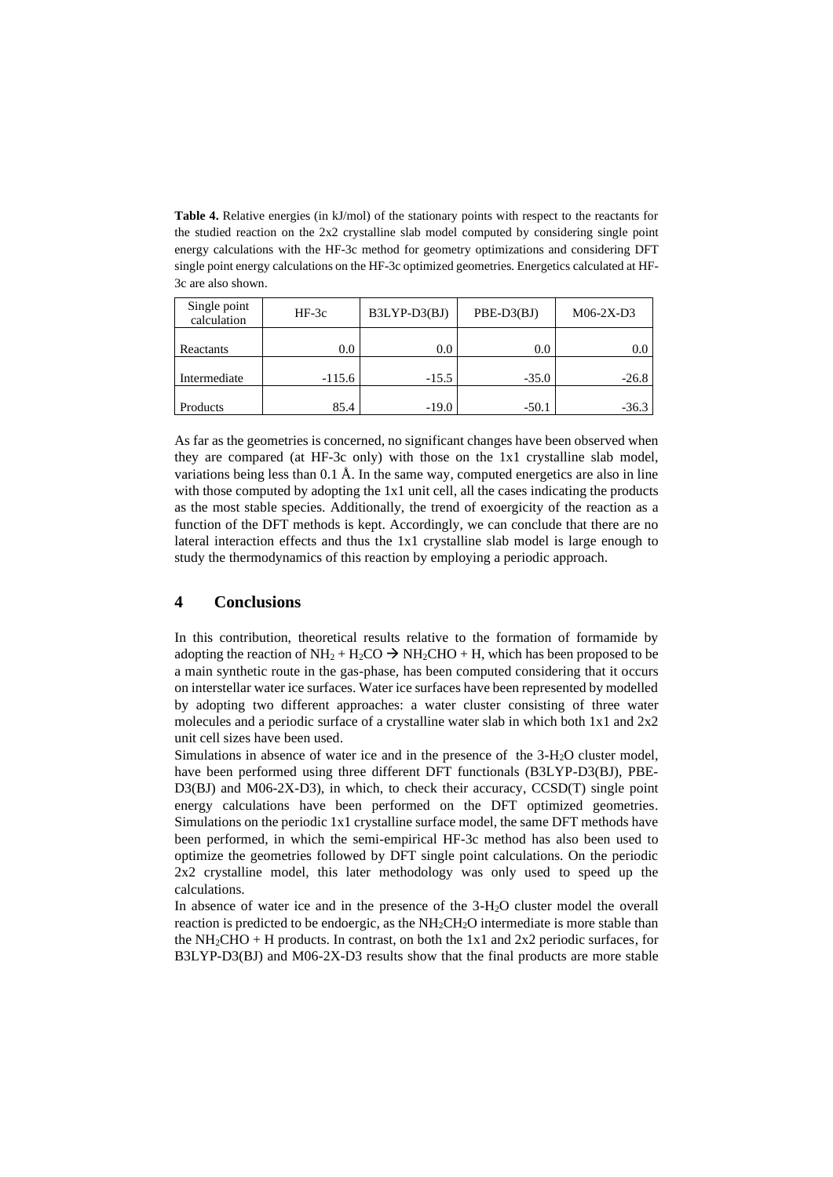**Table 4.** Relative energies (in kJ/mol) of the stationary points with respect to the reactants for the studied reaction on the 2x2 crystalline slab model computed by considering single point energy calculations with the HF-3c method for geometry optimizations and considering DFT single point energy calculations on the HF-3c optimized geometries. Energetics calculated at HF-3c are also shown.

| Single point calculation | HF-3c | B3LYP-D3(BJ) | PBE-D3(BJ) | M06-2X-D3 |
|---|---|---|---|---|
| Reactants | 0.0 | 0.0 | 0.0 | 0.0 |
| Intermediate | -115.6 | -15.5 | -35.0 | -26.8 |
| Products | 85.4 | -19.0 | -50.1 | -36.3 |

As far as the geometries is concerned, no significant changes have been observed when they are compared (at HF-3c only) with those on the 1x1 crystalline slab model, variations being less than 0.1 Å. In the same way, computed energetics are also in line with those computed by adopting the 1x1 unit cell, all the cases indicating the products as the most stable species. Additionally, the trend of exoergicity of the reaction as a function of the DFT methods is kept. Accordingly, we can conclude that there are no lateral interaction effects and thus the 1x1 crystalline slab model is large enough to study the thermodynamics of this reaction by employing a periodic approach.

## 4 Conclusions

In this contribution, theoretical results relative to the formation of formamide by adopting the reaction of $NH_2 + H_2CO \rightarrow NH_2CHO + H$, which has been proposed to be a main synthetic route in the gas-phase, has been computed considering that it occurs on interstellar water ice surfaces. Water ice surfaces have been represented by modelled by adopting two different approaches: a water cluster consisting of three water molecules and a periodic surface of a crystalline water slab in which both 1x1 and 2x2 unit cell sizes have been used.

Simulations in absence of water ice and in the presence of the 3-$H_2O$ cluster model, have been performed using three different DFT functionals (B3LYP-D3(BJ), PBE-D3(BJ) and M06-2X-D3), in which, to check their accuracy, CCSD(T) single point energy calculations have been performed on the DFT optimized geometries. Simulations on the periodic 1x1 crystalline surface model, the same DFT methods have been performed, in which the semi-empirical HF-3c method has also been used to optimize the geometries followed by DFT single point calculations. On the periodic 2x2 crystalline model, this later methodology was only used to speed up the calculations.

In absence of water ice and in the presence of the 3-$H_2O$ cluster model the overall reaction is predicted to be endoergic, as the $NH_2CH_2O$ intermediate is more stable than the $NH_2CHO + H$ products. In contrast, on both the 1x1 and 2x2 periodic surfaces, for B3LYP-D3(BJ) and M06-2X-D3 results show that the final products are more stable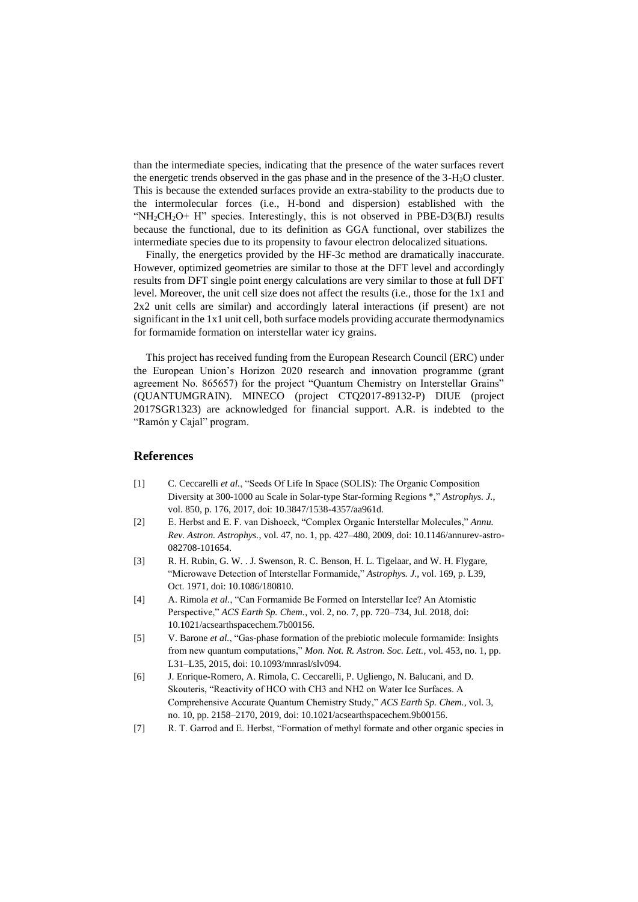than the intermediate species, indicating that the presence of the water surfaces revert the energetic trends observed in the gas phase and in the presence of the 3-$H_2O$ cluster. This is because the extended surfaces provide an extra-stability to the products due to the intermolecular forces (i.e., H-bond and dispersion) established with the "$NH_2CH_2O$+ H" species. Interestingly, this is not observed in PBE-D3(BJ) results because the functional, due to its definition as GGA functional, over stabilizes the intermediate species due to its propensity to favour electron delocalized situations.

Finally, the energetics provided by the HF-3c method are dramatically inaccurate. However, optimized geometries are similar to those at the DFT level and accordingly results from DFT single point energy calculations are very similar to those at full DFT level. Moreover, the unit cell size does not affect the results (i.e., those for the 1x1 and 2x2 unit cells are similar) and accordingly lateral interactions (if present) are not significant in the 1x1 unit cell, both surface models providing accurate thermodynamics for formamide formation on interstellar water icy grains.

This project has received funding from the European Research Council (ERC) under the European Union's Horizon 2020 research and innovation programme (grant agreement No. 865657) for the project "Quantum Chemistry on Interstellar Grains" (QUANTUMGRAIN). MINECO (project CTQ2017-89132-P) DIUE (project 2017SGR1323) are acknowledged for financial support. A.R. is indebted to the "Ramón y Cajal" program.

## References

[1] C. Ceccarelli *et al.*, "Seeds Of Life In Space (SOLIS): The Organic Composition Diversity at 300-1000 au Scale in Solar-type Star-forming Regions *," *Astrophys. J.*, vol. 850, p. 176, 2017, doi: 10.3847/1538-4357/aa961d.

[2] E. Herbst and E. F. van Dishoeck, "Complex Organic Interstellar Molecules," *Annu. Rev. Astron. Astrophys.*, vol. 47, no. 1, pp. 427–480, 2009, doi: 10.1146/annurev-astro-082708-101654.

[3] R. H. Rubin, G. W. . J. Swenson, R. C. Benson, H. L. Tigelaar, and W. H. Flygare, "Microwave Detection of Interstellar Formamide," *Astrophys. J.*, vol. 169, p. L39, Oct. 1971, doi: 10.1086/180810.

[4] A. Rimola *et al.*, "Can Formamide Be Formed on Interstellar Ice? An Atomistic Perspective," *ACS Earth Sp. Chem.*, vol. 2, no. 7, pp. 720–734, Jul. 2018, doi: 10.1021/acsearthspacechem.7b00156.

[5] V. Barone *et al.*, "Gas-phase formation of the prebiotic molecule formamide: Insights from new quantum computations," *Mon. Not. R. Astron. Soc. Lett.*, vol. 453, no. 1, pp. L31–L35, 2015, doi: 10.1093/mnrasl/slv094.

[6] J. Enrique-Romero, A. Rimola, C. Ceccarelli, P. Ugliengo, N. Balucani, and D. Skouteris, "Reactivity of HCO with CH3 and NH2 on Water Ice Surfaces. A Comprehensive Accurate Quantum Chemistry Study," *ACS Earth Sp. Chem.*, vol. 3, no. 10, pp. 2158–2170, 2019, doi: 10.1021/acsearthspacechem.9b00156.

[7] R. T. Garrod and E. Herbst, "Formation of methyl formate and other organic species in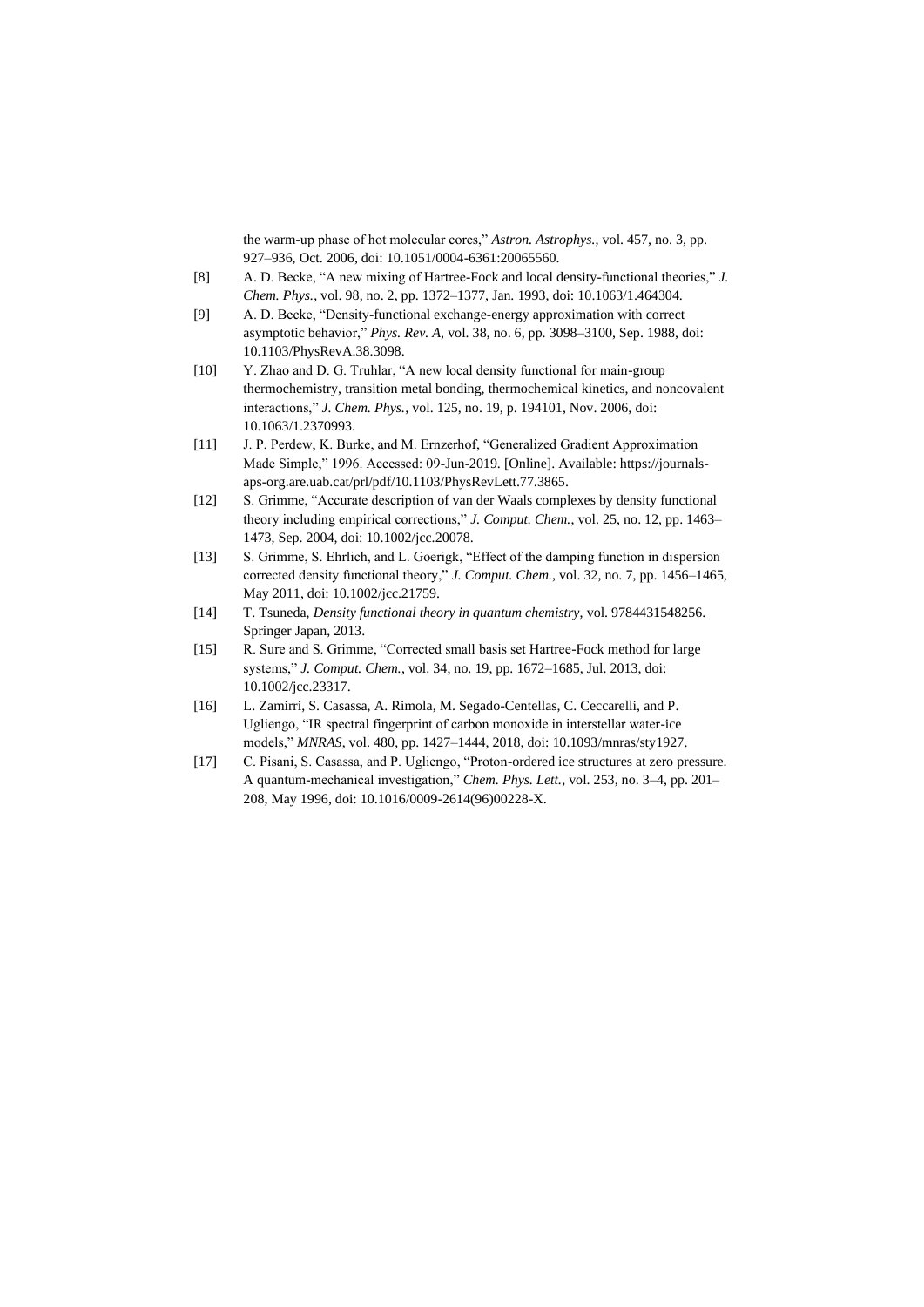the warm-up phase of hot molecular cores," *Astron. Astrophys.*, vol. 457, no. 3, pp. 927–936, Oct. 2006, doi: 10.1051/0004-6361:20065560.

[8] A. D. Becke, "A new mixing of Hartree-Fock and local density-functional theories," *J. Chem. Phys.*, vol. 98, no. 2, pp. 1372–1377, Jan. 1993, doi: 10.1063/1.464304.

[9] A. D. Becke, "Density-functional exchange-energy approximation with correct asymptotic behavior," *Phys. Rev. A*, vol. 38, no. 6, pp. 3098–3100, Sep. 1988, doi: 10.1103/PhysRevA.38.3098.

[10] Y. Zhao and D. G. Truhlar, "A new local density functional for main-group thermochemistry, transition metal bonding, thermochemical kinetics, and noncovalent interactions," *J. Chem. Phys.*, vol. 125, no. 19, p. 194101, Nov. 2006, doi: 10.1063/1.2370993.

[11] J. P. Perdew, K. Burke, and M. Ernzerhof, "Generalized Gradient Approximation Made Simple," 1996. Accessed: 09-Jun-2019. [Online]. Available: https://journals-aps-org.are.uab.cat/prl/pdf/10.1103/PhysRevLett.77.3865.

[12] S. Grimme, "Accurate description of van der Waals complexes by density functional theory including empirical corrections," *J. Comput. Chem.*, vol. 25, no. 12, pp. 1463–1473, Sep. 2004, doi: 10.1002/jcc.20078.

[13] S. Grimme, S. Ehrlich, and L. Goerigk, "Effect of the damping function in dispersion corrected density functional theory," *J. Comput. Chem.*, vol. 32, no. 7, pp. 1456–1465, May 2011, doi: 10.1002/jcc.21759.

[14] T. Tsuneda, *Density functional theory in quantum chemistry*, vol. 9784431548256. Springer Japan, 2013.

[15] R. Sure and S. Grimme, "Corrected small basis set Hartree-Fock method for large systems," *J. Comput. Chem.*, vol. 34, no. 19, pp. 1672–1685, Jul. 2013, doi: 10.1002/jcc.23317.

[16] L. Zamirri, S. Casassa, A. Rimola, M. Segado-Centellas, C. Ceccarelli, and P. Ugliengo, "IR spectral fingerprint of carbon monoxide in interstellar water-ice models," *MNRAS*, vol. 480, pp. 1427–1444, 2018, doi: 10.1093/mnras/sty1927.

[17] C. Pisani, S. Casassa, and P. Ugliengo, "Proton-ordered ice structures at zero pressure. A quantum-mechanical investigation," *Chem. Phys. Lett.*, vol. 253, no. 3–4, pp. 201–208, May 1996, doi: 10.1016/0009-2614(96)00228-X.